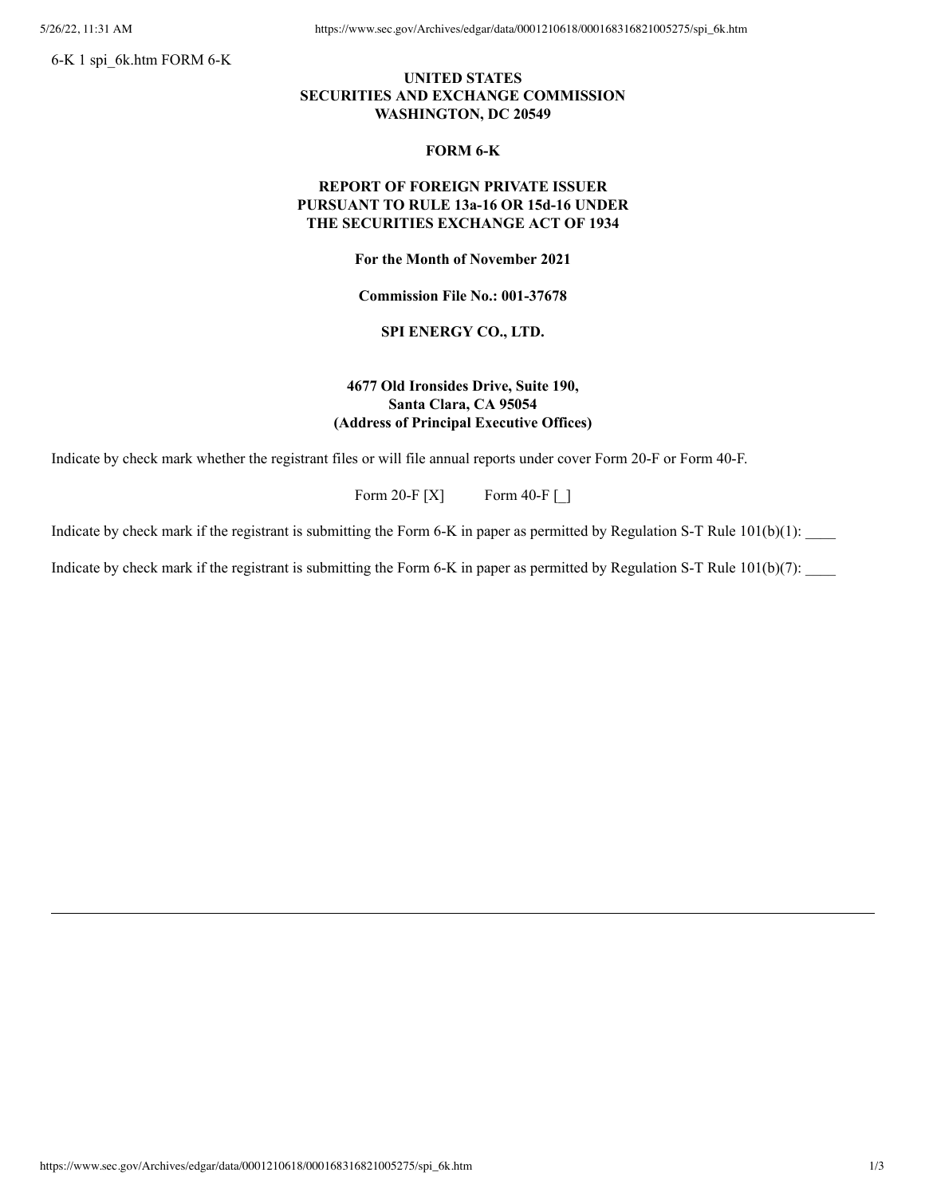6-K 1 spi_6k.htm FORM 6-K

**UNITED STATES**
**SECURITIES AND EXCHANGE COMMISSION**
**WASHINGTON, DC 20549**

**FORM 6-K**

**REPORT OF FOREIGN PRIVATE ISSUER**
**PURSUANT TO RULE 13a-16 OR 15d-16 UNDER**
**THE SECURITIES EXCHANGE ACT OF 1934**

**For the Month of November 2021**

**Commission File No.: 001-37678**

**SPI ENERGY CO., LTD.**

**4677 Old Ironsides Drive, Suite 190,**
**Santa Clara, CA 95054**
**(Address of Principal Executive Offices)**

Indicate by check mark whether the registrant files or will file annual reports under cover Form 20-F or Form 40-F.

Form 20-F [X]     Form 40-F [_]

Indicate by check mark if the registrant is submitting the Form 6-K in paper as permitted by Regulation S-T Rule 101(b)(1): ____

Indicate by check mark if the registrant is submitting the Form 6-K in paper as permitted by Regulation S-T Rule 101(b)(7): ____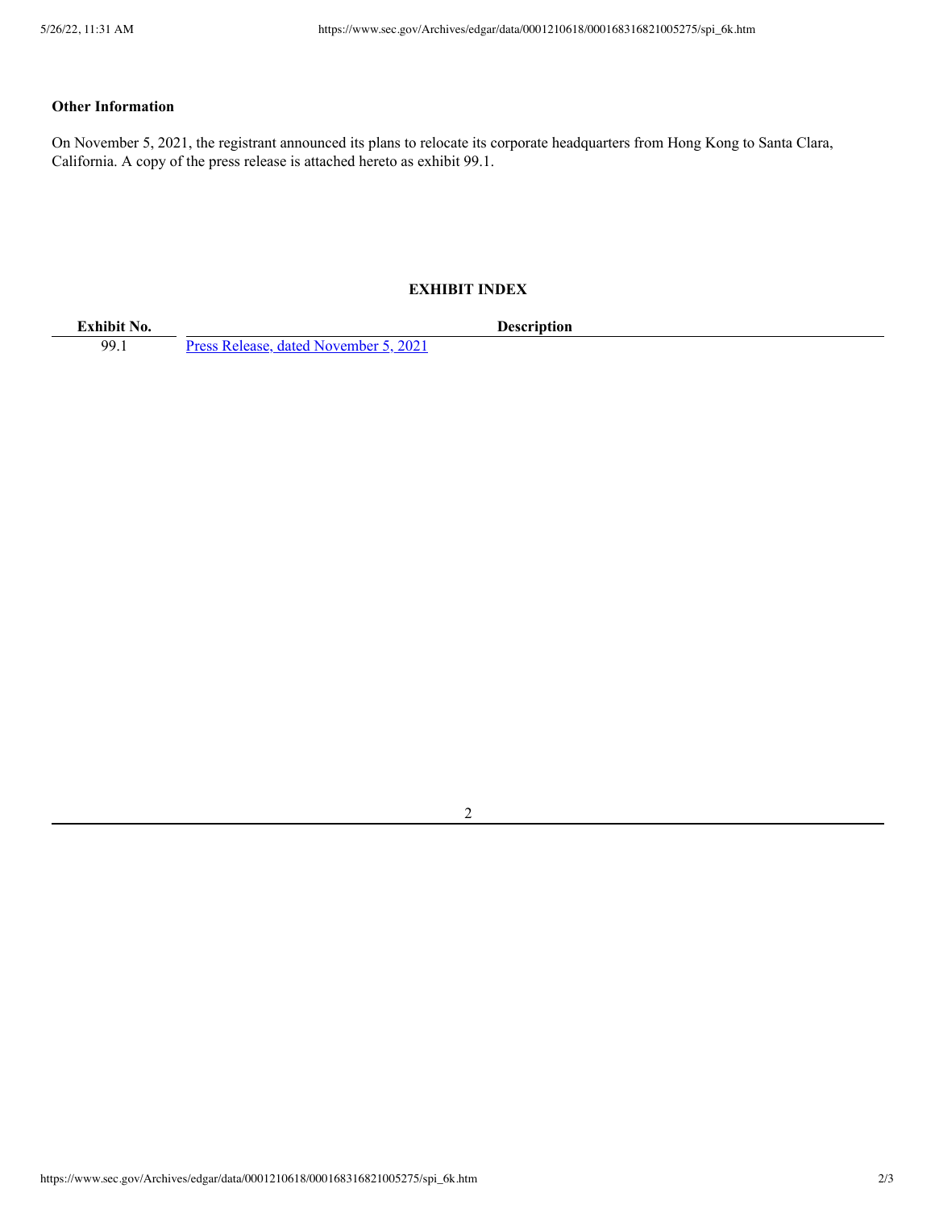**Other Information**

On November 5, 2021, the registrant announced its plans to relocate its corporate headquarters from Hong Kong to Santa Clara, California. A copy of the press release is attached hereto as exhibit 99.1.

**EXHIBIT INDEX**

| Exhibit No. | Description |
| --- | --- |
| 99.1 | Press Release, dated November 5, 2021 |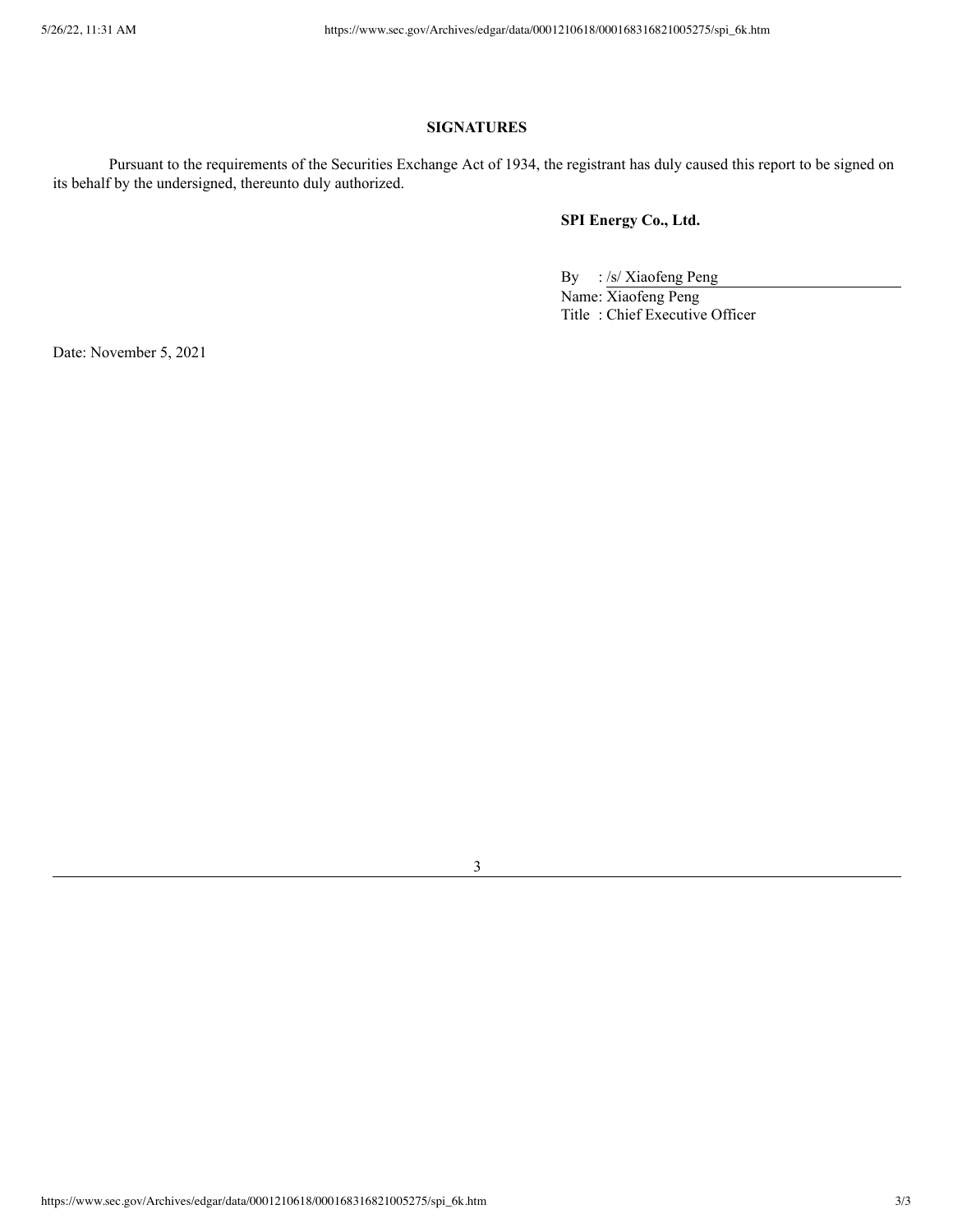## SIGNATURES

Pursuant to the requirements of the Securities Exchange Act of 1934, the registrant has duly caused this report to be signed on its behalf by the undersigned, thereunto duly authorized.

**SPI Energy Co., Ltd.**

By : /s/ Xiaofeng Peng
Name: Xiaofeng Peng
Title : Chief Executive Officer

Date: November 5, 2021